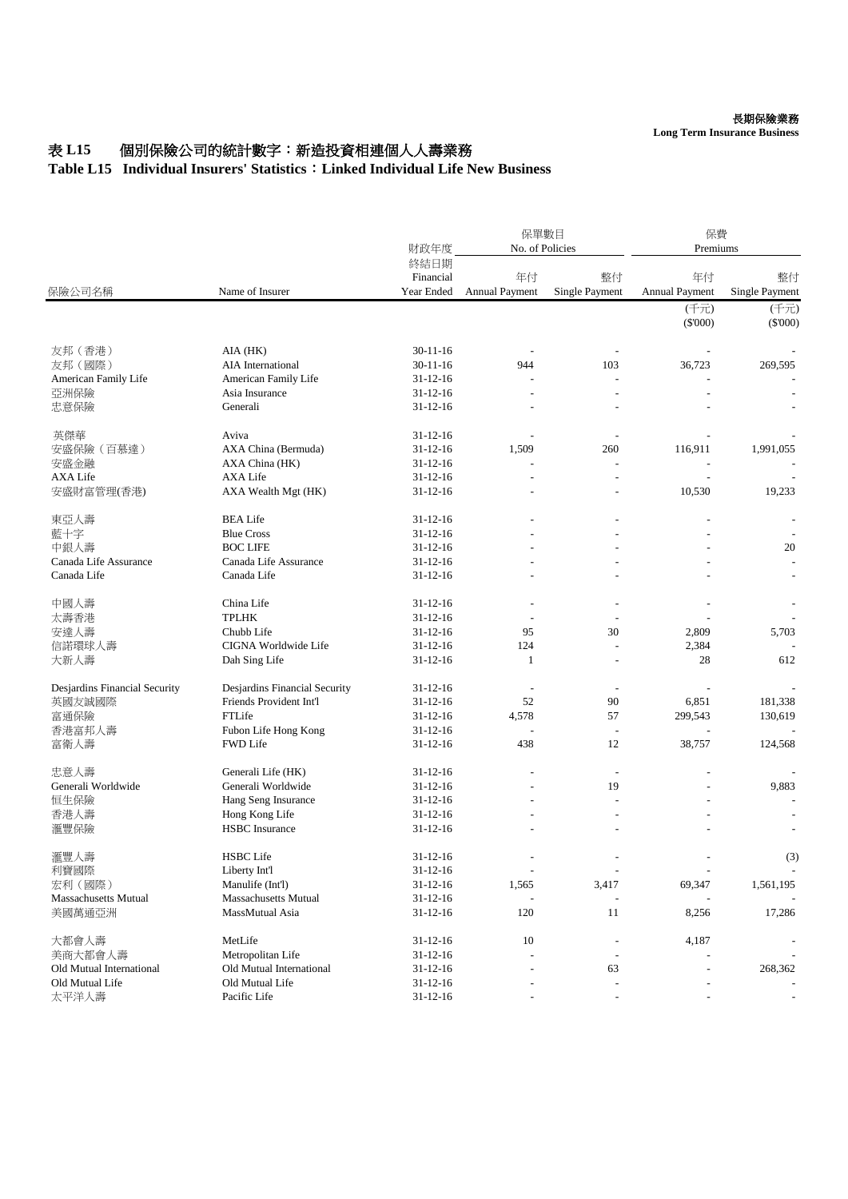# 表 L15　個別保險公司的統計數字：新造投資相連個人人壽業務

## Table L15　Individual Insurers' Statistics：Linked Individual Life New Business

| 保險公司名稱 | Name of Insurer | 財政年度終結日期 Financial Year Ended | 保單數目 No. of Policies | | 保費 Premiums | |
|---|---|---|---|---|---|---|
| | | | 年付 Annual Payment | 整付 Single Payment | 年付 Annual Payment (千元) ($'000) | 整付 Single Payment (千元) ($'000) |
| 友邦（香港） | AIA (HK) | 30-11-16 | - | - | - | - |
| 友邦（國際） | AIA International | 30-11-16 | 944 | 103 | 36,723 | 269,595 |
| American Family Life | American Family Life | 31-12-16 | - | - | - | - |
| 亞洲保險 | Asia Insurance | 31-12-16 | - | - | - | - |
| 忠意保險 | Generali | 31-12-16 | - | - | - | - |
| 英傑華 | Aviva | 31-12-16 | - | - | - | - |
| 安盛保險（百慕達） | AXA China (Bermuda) | 31-12-16 | 1,509 | 260 | 116,911 | 1,991,055 |
| 安盛金融 | AXA China (HK) | 31-12-16 | - | - | - | - |
| AXA Life | AXA Life | 31-12-16 | - | - | - | - |
| 安盛財富管理(香港) | AXA Wealth Mgt (HK) | 31-12-16 | - | - | 10,530 | 19,233 |
| 東亞人壽 | BEA Life | 31-12-16 | - | - | - | - |
| 藍十字 | Blue Cross | 31-12-16 | - | - | - | - |
| 中銀人壽 | BOC LIFE | 31-12-16 | - | - | - | 20 |
| Canada Life Assurance | Canada Life Assurance | 31-12-16 | - | - | - | - |
| Canada Life | Canada Life | 31-12-16 | - | - | - | - |
| 中國人壽 | China Life | 31-12-16 | - | - | - | - |
| 太壽香港 | TPLHK | 31-12-16 | - | - | - | - |
| 安達人壽 | Chubb Life | 31-12-16 | 95 | 30 | 2,809 | 5,703 |
| 信諾環球人壽 | CIGNA Worldwide Life | 31-12-16 | 124 | - | 2,384 | - |
| 大新人壽 | Dah Sing Life | 31-12-16 | 1 | - | 28 | 612 |
| Desjardins Financial Security | Desjardins Financial Security | 31-12-16 | - | - | - | - |
| 英國友誠國際 | Friends Provident Int'l | 31-12-16 | 52 | 90 | 6,851 | 181,338 |
| 富通保險 | FTLife | 31-12-16 | 4,578 | 57 | 299,543 | 130,619 |
| 香港富邦人壽 | Fubon Life Hong Kong | 31-12-16 | - | - | - | - |
| 富衛人壽 | FWD Life | 31-12-16 | 438 | 12 | 38,757 | 124,568 |
| 忠意人壽 | Generali Life (HK) | 31-12-16 | - | - | - | - |
| Generali Worldwide | Generali Worldwide | 31-12-16 | - | 19 | - | 9,883 |
| 恒生保險 | Hang Seng Insurance | 31-12-16 | - | - | - | - |
| 香港人壽 | Hong Kong Life | 31-12-16 | - | - | - | - |
| 滙豐保險 | HSBC Insurance | 31-12-16 | - | - | - | - |
| 滙豐人壽 | HSBC Life | 31-12-16 | - | - | - | (3) |
| 利寶國際 | Liberty Int'l | 31-12-16 | - | - | - | - |
| 宏利（國際） | Manulife (Int'l) | 31-12-16 | 1,565 | 3,417 | 69,347 | 1,561,195 |
| Massachusetts Mutual | Massachusetts Mutual | 31-12-16 | - | - | - | - |
| 美國萬通亞洲 | MassMutual Asia | 31-12-16 | 120 | 11 | 8,256 | 17,286 |
| 大都會人壽 | MetLife | 31-12-16 | 10 | - | 4,187 | - |
| 美商大都會人壽 | Metropolitan Life | 31-12-16 | - | - | - | - |
| Old Mutual International | Old Mutual International | 31-12-16 | - | 63 | - | 268,362 |
| Old Mutual Life | Old Mutual Life | 31-12-16 | - | - | - | - |
| 太平洋人壽 | Pacific Life | 31-12-16 | - | - | - | - |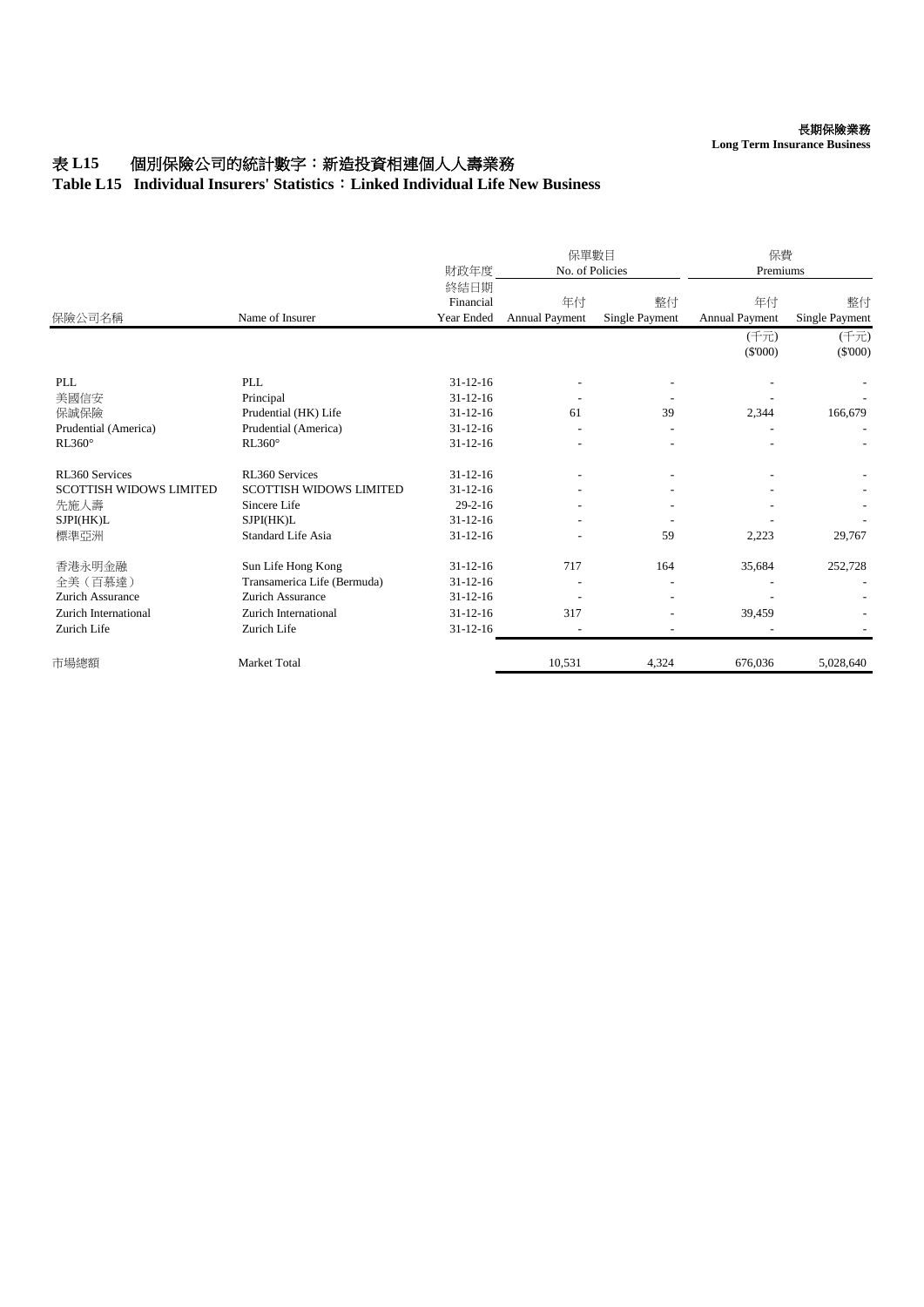長期保險業務
**Long Term Insurance Business**

# 表 L15　個別保險公司的統計數字：新造投資相連個人人壽業務
# Table L15　Individual Insurers' Statistics：Linked Individual Life New Business

| 保險公司名稱 | Name of Insurer | 財政年度終結日期 Financial Year Ended | 保單數目 No. of Policies | | 保費 Premiums | |
|---|---|---|---|---|---|---|
| | | | 年付 Annual Payment | 整付 Single Payment | 年付 Annual Payment | 整付 Single Payment |
| | | | | | (千元) ($'000) | (千元) ($'000) |
| PLL | PLL | 31-12-16 | - | - | - | - |
| 美國信安 | Principal | 31-12-16 | - | - | - | - |
| 保誠保險 | Prudential (HK) Life | 31-12-16 | 61 | 39 | 2,344 | 166,679 |
| Prudential (America) | Prudential (America) | 31-12-16 | - | - | - | - |
| RL360° | RL360° | 31-12-16 | - | - | - | - |
| RL360 Services | RL360 Services | 31-12-16 | - | - | - | - |
| SCOTTISH WIDOWS LIMITED | SCOTTISH WIDOWS LIMITED | 31-12-16 | - | - | - | - |
| 先施人壽 | Sincere Life | 29-2-16 | - | - | - | - |
| SJPI(HK)L | SJPI(HK)L | 31-12-16 | - | - | - | - |
| 標準亞洲 | Standard Life Asia | 31-12-16 | - | 59 | 2,223 | 29,767 |
| 香港永明金融 | Sun Life Hong Kong | 31-12-16 | 717 | 164 | 35,684 | 252,728 |
| 全美（百慕達） | Transamerica Life (Bermuda) | 31-12-16 | - | - | - | - |
| Zurich Assurance | Zurich Assurance | 31-12-16 | - | - | - | - |
| Zurich International | Zurich International | 31-12-16 | 317 | - | 39,459 | - |
| Zurich Life | Zurich Life | 31-12-16 | - | - | - | - |
| 市場總額 | Market Total | | 10,531 | 4,324 | 676,036 | 5,028,640 |